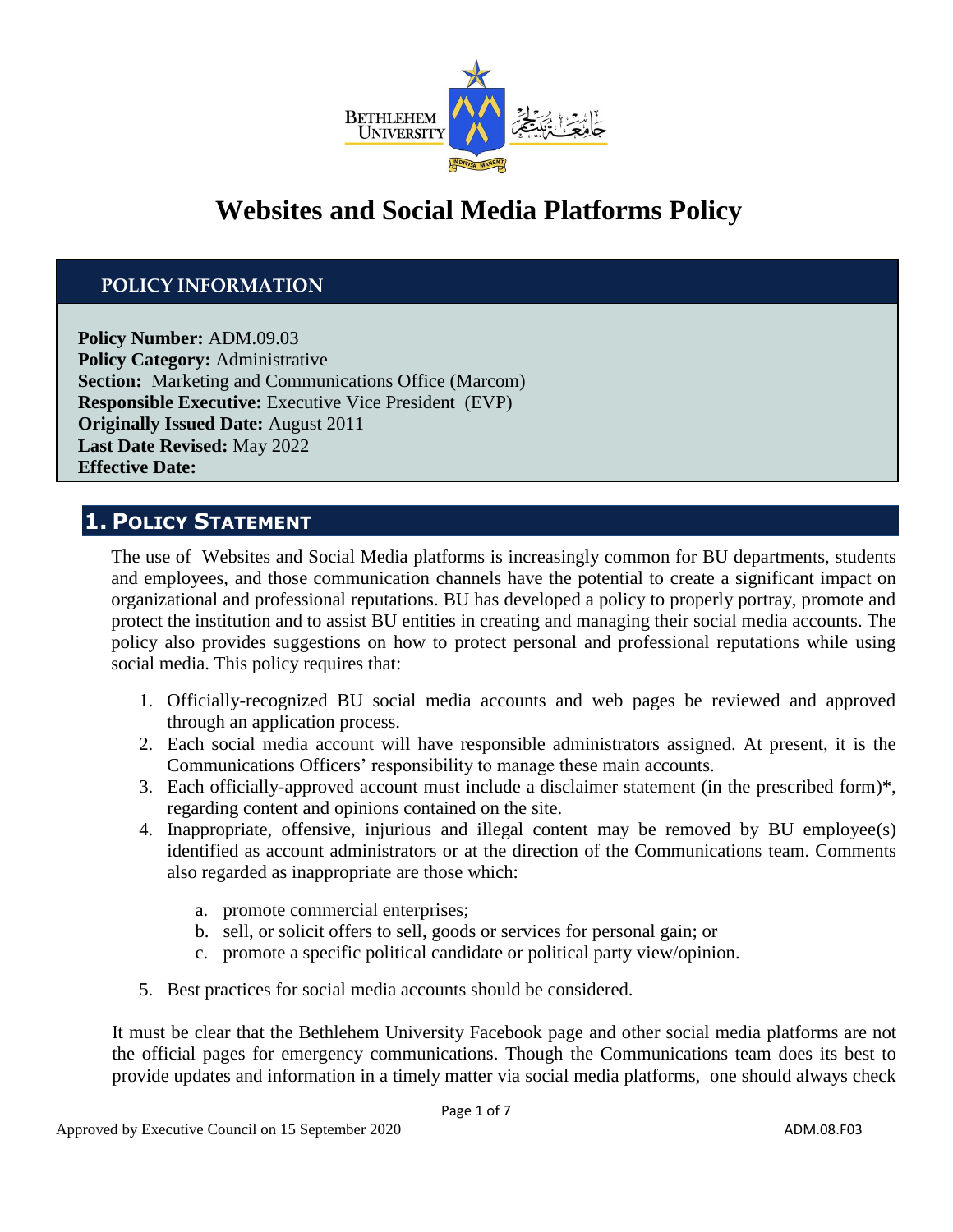# Websites and Social Media Platforms Policy

## POLICY INFORMATION

**Policy Number:** ADM.09.03
**Policy Category:** Administrative
**Section:** Marketing and Communications Office (Marcom)
**Responsible Executive:** Executive Vice President (EVP)
**Originally Issued Date:** August 2011
**Last Date Revised:** May 2022
**Effective Date:**

## 1. POLICY STATEMENT

The use of Websites and Social Media platforms is increasingly common for BU departments, students and employees, and those communication channels have the potential to create a significant impact on organizational and professional reputations. BU has developed a policy to properly portray, promote and protect the institution and to assist BU entities in creating and managing their social media accounts. The policy also provides suggestions on how to protect personal and professional reputations while using social media. This policy requires that:

1. Officially-recognized BU social media accounts and web pages be reviewed and approved through an application process.
2. Each social media account will have responsible administrators assigned. At present, it is the Communications Officers' responsibility to manage these main accounts.
3. Each officially-approved account must include a disclaimer statement (in the prescribed form)*, regarding content and opinions contained on the site.
4. Inappropriate, offensive, injurious and illegal content may be removed by BU employee(s) identified as account administrators or at the direction of the Communications team. Comments also regarded as inappropriate are those which:
   a. promote commercial enterprises;
   b. sell, or solicit offers to sell, goods or services for personal gain; or
   c. promote a specific political candidate or political party view/opinion.
5. Best practices for social media accounts should be considered.

It must be clear that the Bethlehem University Facebook page and other social media platforms are not the official pages for emergency communications. Though the Communications team does its best to provide updates and information in a timely matter via social media platforms, one should always check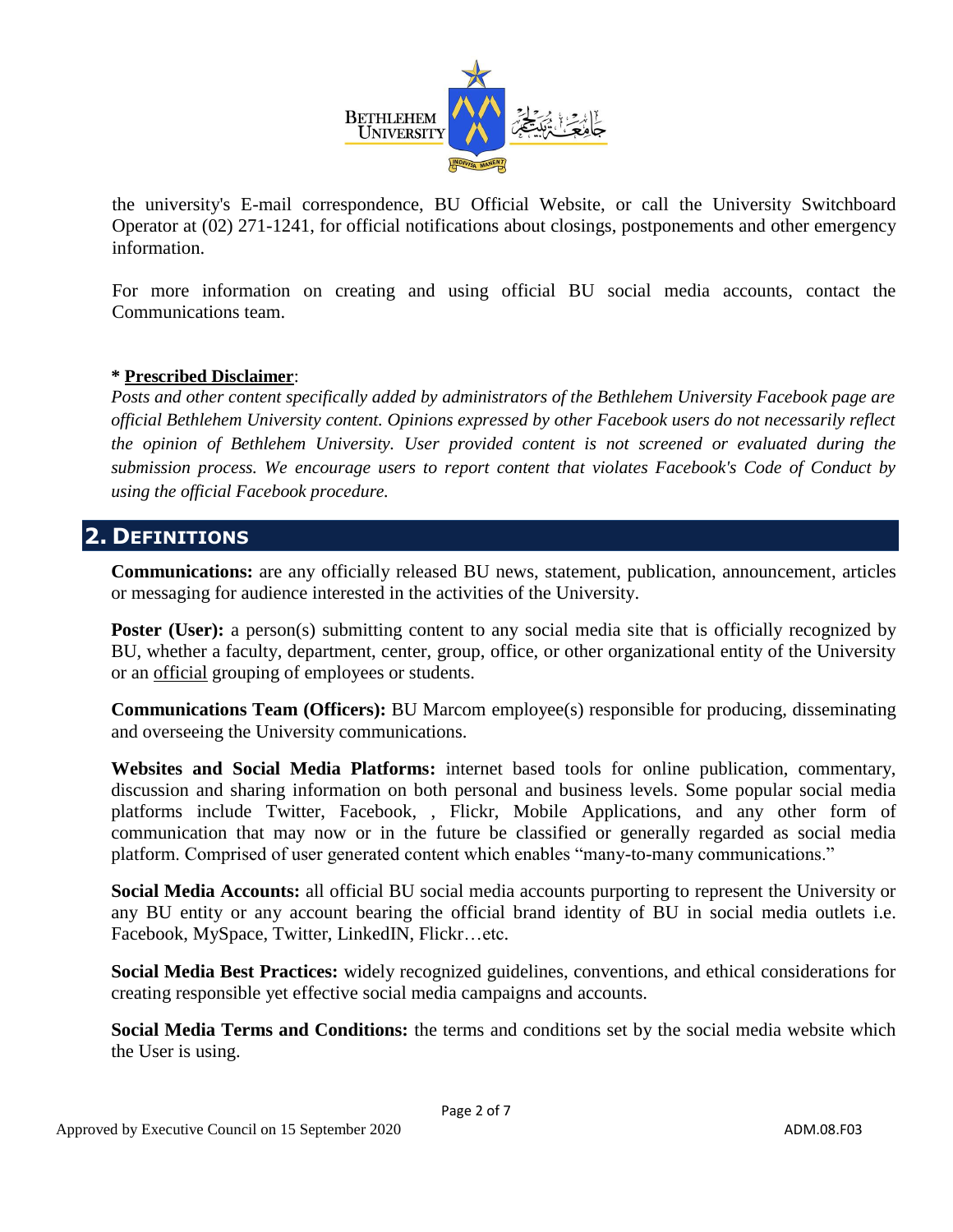the university's E-mail correspondence, BU Official Website, or call the University Switchboard Operator at (02) 271-1241, for official notifications about closings, postponements and other emergency information.

For more information on creating and using official BU social media accounts, contact the Communications team.

**\* <u>Prescribed Disclaimer</u>**:
*Posts and other content specifically added by administrators of the Bethlehem University Facebook page are official Bethlehem University content. Opinions expressed by other Facebook users do not necessarily reflect the opinion of Bethlehem University. User provided content is not screened or evaluated during the submission process. We encourage users to report content that violates Facebook's Code of Conduct by using the official Facebook procedure.*

## 2. DEFINITIONS

**Communications:** are any officially released BU news, statement, publication, announcement, articles or messaging for audience interested in the activities of the University.

**Poster (User):** a person(s) submitting content to any social media site that is officially recognized by BU, whether a faculty, department, center, group, office, or other organizational entity of the University or an <u>official</u> grouping of employees or students.

**Communications Team (Officers):** BU Marcom employee(s) responsible for producing, disseminating and overseeing the University communications.

**Websites and Social Media Platforms:** internet based tools for online publication, commentary, discussion and sharing information on both personal and business levels. Some popular social media platforms include Twitter, Facebook, , Flickr, Mobile Applications, and any other form of communication that may now or in the future be classified or generally regarded as social media platform. Comprised of user generated content which enables "many-to-many communications."

**Social Media Accounts:** all official BU social media accounts purporting to represent the University or any BU entity or any account bearing the official brand identity of BU in social media outlets i.e. Facebook, MySpace, Twitter, LinkedIN, Flickr…etc.

**Social Media Best Practices:** widely recognized guidelines, conventions, and ethical considerations for creating responsible yet effective social media campaigns and accounts.

**Social Media Terms and Conditions:** the terms and conditions set by the social media website which the User is using.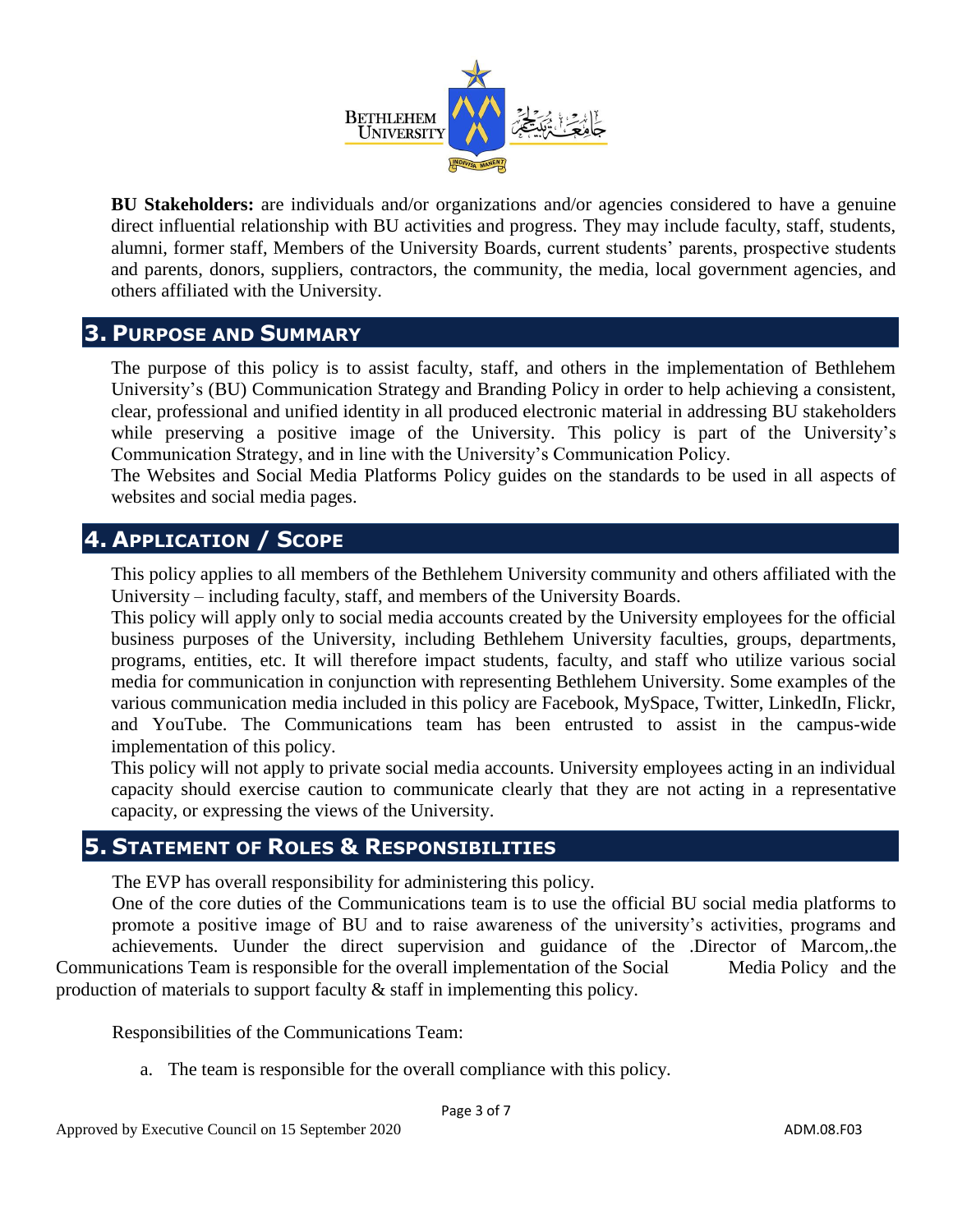**BU Stakeholders:** are individuals and/or organizations and/or agencies considered to have a genuine direct influential relationship with BU activities and progress. They may include faculty, staff, students, alumni, former staff, Members of the University Boards, current students' parents, prospective students and parents, donors, suppliers, contractors, the community, the media, local government agencies, and others affiliated with the University.

## 3. Purpose and Summary

The purpose of this policy is to assist faculty, staff, and others in the implementation of Bethlehem University's (BU) Communication Strategy and Branding Policy in order to help achieving a consistent, clear, professional and unified identity in all produced electronic material in addressing BU stakeholders while preserving a positive image of the University. This policy is part of the University's Communication Strategy, and in line with the University's Communication Policy.

The Websites and Social Media Platforms Policy guides on the standards to be used in all aspects of websites and social media pages.

## 4. Application / Scope

This policy applies to all members of the Bethlehem University community and others affiliated with the University – including faculty, staff, and members of the University Boards.

This policy will apply only to social media accounts created by the University employees for the official business purposes of the University, including Bethlehem University faculties, groups, departments, programs, entities, etc. It will therefore impact students, faculty, and staff who utilize various social media for communication in conjunction with representing Bethlehem University. Some examples of the various communication media included in this policy are Facebook, MySpace, Twitter, LinkedIn, Flickr, and YouTube. The Communications team has been entrusted to assist in the campus-wide implementation of this policy.

This policy will not apply to private social media accounts. University employees acting in an individual capacity should exercise caution to communicate clearly that they are not acting in a representative capacity, or expressing the views of the University.

## 5. Statement of Roles & Responsibilities

The EVP has overall responsibility for administering this policy.

One of the core duties of the Communications team is to use the official BU social media platforms to promote a positive image of BU and to raise awareness of the university's activities, programs and achievements. Uunder the direct supervision and guidance of the .Director of Marcom,.the Communications Team is responsible for the overall implementation of the Social Media Policy and the production of materials to support faculty & staff in implementing this policy.

Responsibilities of the Communications Team:

a. The team is responsible for the overall compliance with this policy.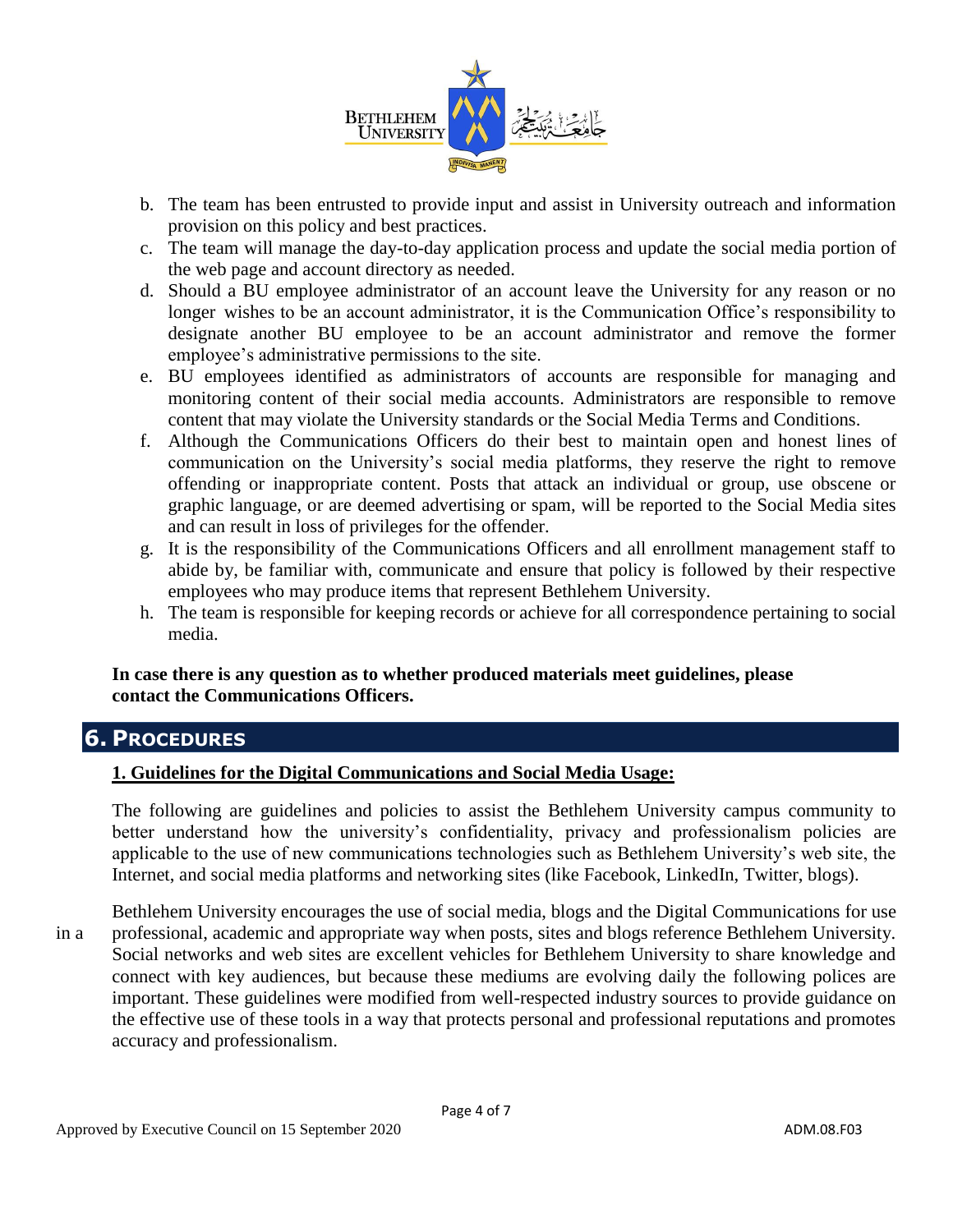b. The team has been entrusted to provide input and assist in University outreach and information provision on this policy and best practices.
c. The team will manage the day-to-day application process and update the social media portion of the web page and account directory as needed.
d. Should a BU employee administrator of an account leave the University for any reason or no longer wishes to be an account administrator, it is the Communication Office's responsibility to designate another BU employee to be an account administrator and remove the former employee's administrative permissions to the site.
e. BU employees identified as administrators of accounts are responsible for managing and monitoring content of their social media accounts. Administrators are responsible to remove content that may violate the University standards or the Social Media Terms and Conditions.
f. Although the Communications Officers do their best to maintain open and honest lines of communication on the University's social media platforms, they reserve the right to remove offending or inappropriate content. Posts that attack an individual or group, use obscene or graphic language, or are deemed advertising or spam, will be reported to the Social Media sites and can result in loss of privileges for the offender.
g. It is the responsibility of the Communications Officers and all enrollment management staff to abide by, be familiar with, communicate and ensure that policy is followed by their respective employees who may produce items that represent Bethlehem University.
h. The team is responsible for keeping records or achieve for all correspondence pertaining to social media.

**In case there is any question as to whether produced materials meet guidelines, please contact the Communications Officers.**

## 6. Procedures

**1. Guidelines for the Digital Communications and Social Media Usage:**

The following are guidelines and policies to assist the Bethlehem University campus community to better understand how the university's confidentiality, privacy and professionalism policies are applicable to the use of new communications technologies such as Bethlehem University's web site, the Internet, and social media platforms and networking sites (like Facebook, LinkedIn, Twitter, blogs).

Bethlehem University encourages the use of social media, blogs and the Digital Communications for use in a professional, academic and appropriate way when posts, sites and blogs reference Bethlehem University. Social networks and web sites are excellent vehicles for Bethlehem University to share knowledge and connect with key audiences, but because these mediums are evolving daily the following polices are important. These guidelines were modified from well-respected industry sources to provide guidance on the effective use of these tools in a way that protects personal and professional reputations and promotes accuracy and professionalism.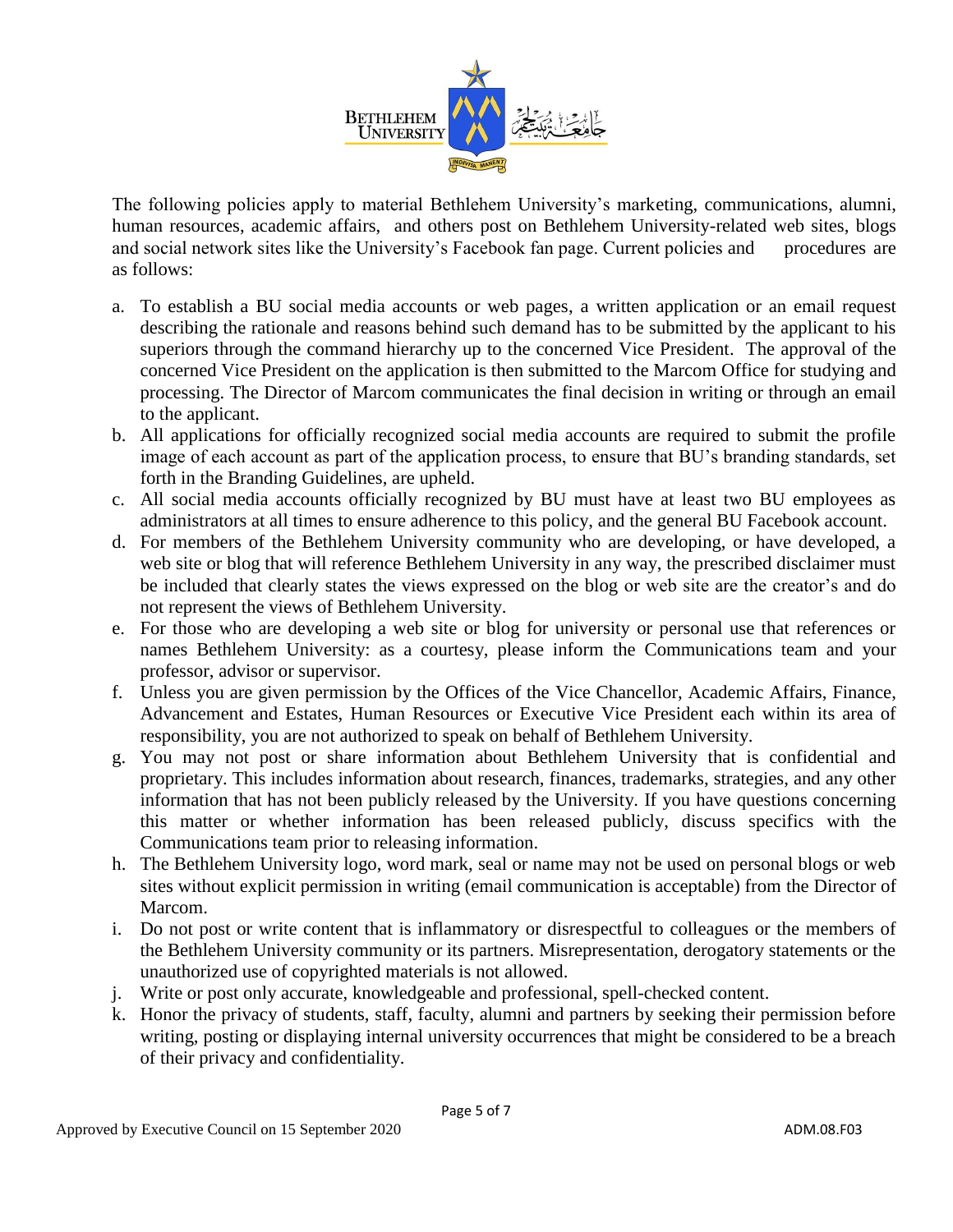The following policies apply to material Bethlehem University's marketing, communications, alumni, human resources, academic affairs, and others post on Bethlehem University-related web sites, blogs and social network sites like the University's Facebook fan page. Current policies and procedures are as follows:

a. To establish a BU social media accounts or web pages, a written application or an email request describing the rationale and reasons behind such demand has to be submitted by the applicant to his superiors through the command hierarchy up to the concerned Vice President. The approval of the concerned Vice President on the application is then submitted to the Marcom Office for studying and processing. The Director of Marcom communicates the final decision in writing or through an email to the applicant.
b. All applications for officially recognized social media accounts are required to submit the profile image of each account as part of the application process, to ensure that BU's branding standards, set forth in the Branding Guidelines, are upheld.
c. All social media accounts officially recognized by BU must have at least two BU employees as administrators at all times to ensure adherence to this policy, and the general BU Facebook account.
d. For members of the Bethlehem University community who are developing, or have developed, a web site or blog that will reference Bethlehem University in any way, the prescribed disclaimer must be included that clearly states the views expressed on the blog or web site are the creator's and do not represent the views of Bethlehem University.
e. For those who are developing a web site or blog for university or personal use that references or names Bethlehem University: as a courtesy, please inform the Communications team and your professor, advisor or supervisor.
f. Unless you are given permission by the Offices of the Vice Chancellor, Academic Affairs, Finance, Advancement and Estates, Human Resources or Executive Vice President each within its area of responsibility, you are not authorized to speak on behalf of Bethlehem University.
g. You may not post or share information about Bethlehem University that is confidential and proprietary. This includes information about research, finances, trademarks, strategies, and any other information that has not been publicly released by the University. If you have questions concerning this matter or whether information has been released publicly, discuss specifics with the Communications team prior to releasing information.
h. The Bethlehem University logo, word mark, seal or name may not be used on personal blogs or web sites without explicit permission in writing (email communication is acceptable) from the Director of Marcom.
i. Do not post or write content that is inflammatory or disrespectful to colleagues or the members of the Bethlehem University community or its partners. Misrepresentation, derogatory statements or the unauthorized use of copyrighted materials is not allowed.
j. Write or post only accurate, knowledgeable and professional, spell-checked content.
k. Honor the privacy of students, staff, faculty, alumni and partners by seeking their permission before writing, posting or displaying internal university occurrences that might be considered to be a breach of their privacy and confidentiality.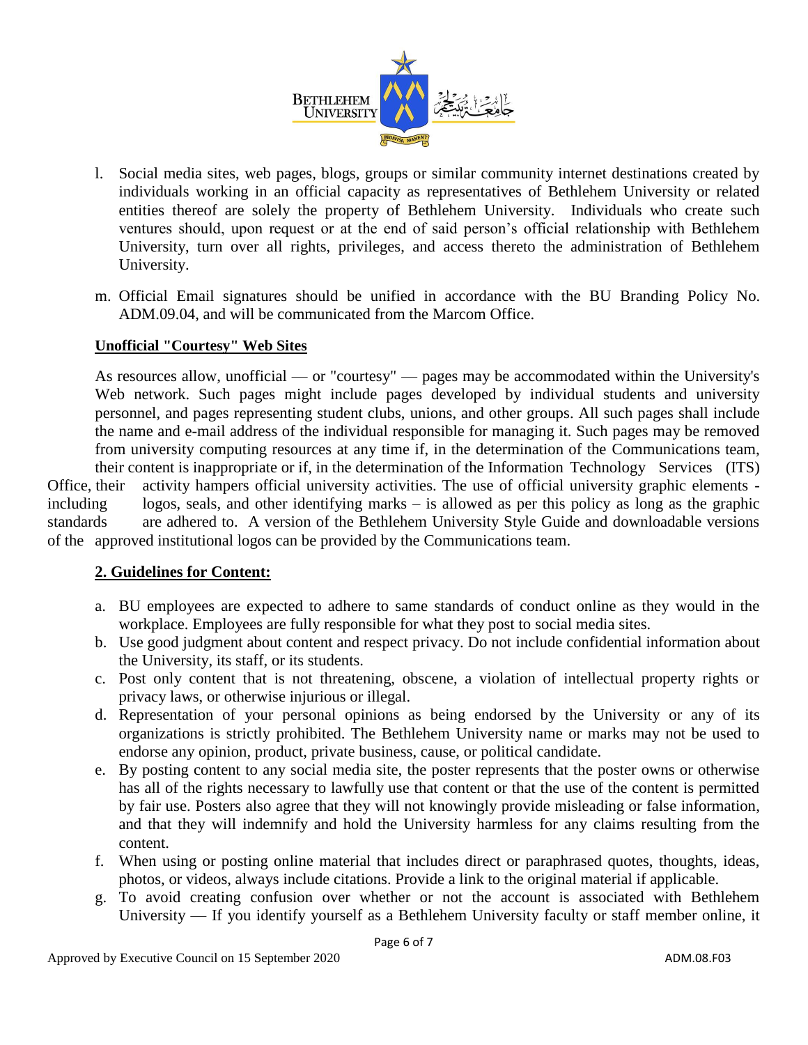l. Social media sites, web pages, blogs, groups or similar community internet destinations created by individuals working in an official capacity as representatives of Bethlehem University or related entities thereof are solely the property of Bethlehem University. Individuals who create such ventures should, upon request or at the end of said person's official relationship with Bethlehem University, turn over all rights, privileges, and access thereto the administration of Bethlehem University.

m. Official Email signatures should be unified in accordance with the BU Branding Policy No. ADM.09.04, and will be communicated from the Marcom Office.

**Unofficial "Courtesy" Web Sites**

As resources allow, unofficial — or "courtesy" — pages may be accommodated within the University's Web network. Such pages might include pages developed by individual students and university personnel, and pages representing student clubs, unions, and other groups. All such pages shall include the name and e-mail address of the individual responsible for managing it. Such pages may be removed from university computing resources at any time if, in the determination of the Communications team, their content is inappropriate or if, in the determination of the Information Technology Services (ITS) Office, their activity hampers official university activities. The use of official university graphic elements - including logos, seals, and other identifying marks – is allowed as per this policy as long as the graphic standards are adhered to. A version of the Bethlehem University Style Guide and downloadable versions of the approved institutional logos can be provided by the Communications team.

**2. Guidelines for Content:**

a. BU employees are expected to adhere to same standards of conduct online as they would in the workplace. Employees are fully responsible for what they post to social media sites.
b. Use good judgment about content and respect privacy. Do not include confidential information about the University, its staff, or its students.
c. Post only content that is not threatening, obscene, a violation of intellectual property rights or privacy laws, or otherwise injurious or illegal.
d. Representation of your personal opinions as being endorsed by the University or any of its organizations is strictly prohibited. The Bethlehem University name or marks may not be used to endorse any opinion, product, private business, cause, or political candidate.
e. By posting content to any social media site, the poster represents that the poster owns or otherwise has all of the rights necessary to lawfully use that content or that the use of the content is permitted by fair use. Posters also agree that they will not knowingly provide misleading or false information, and that they will indemnify and hold the University harmless for any claims resulting from the content.
f. When using or posting online material that includes direct or paraphrased quotes, thoughts, ideas, photos, or videos, always include citations. Provide a link to the original material if applicable.
g. To avoid creating confusion over whether or not the account is associated with Bethlehem University — If you identify yourself as a Bethlehem University faculty or staff member online, it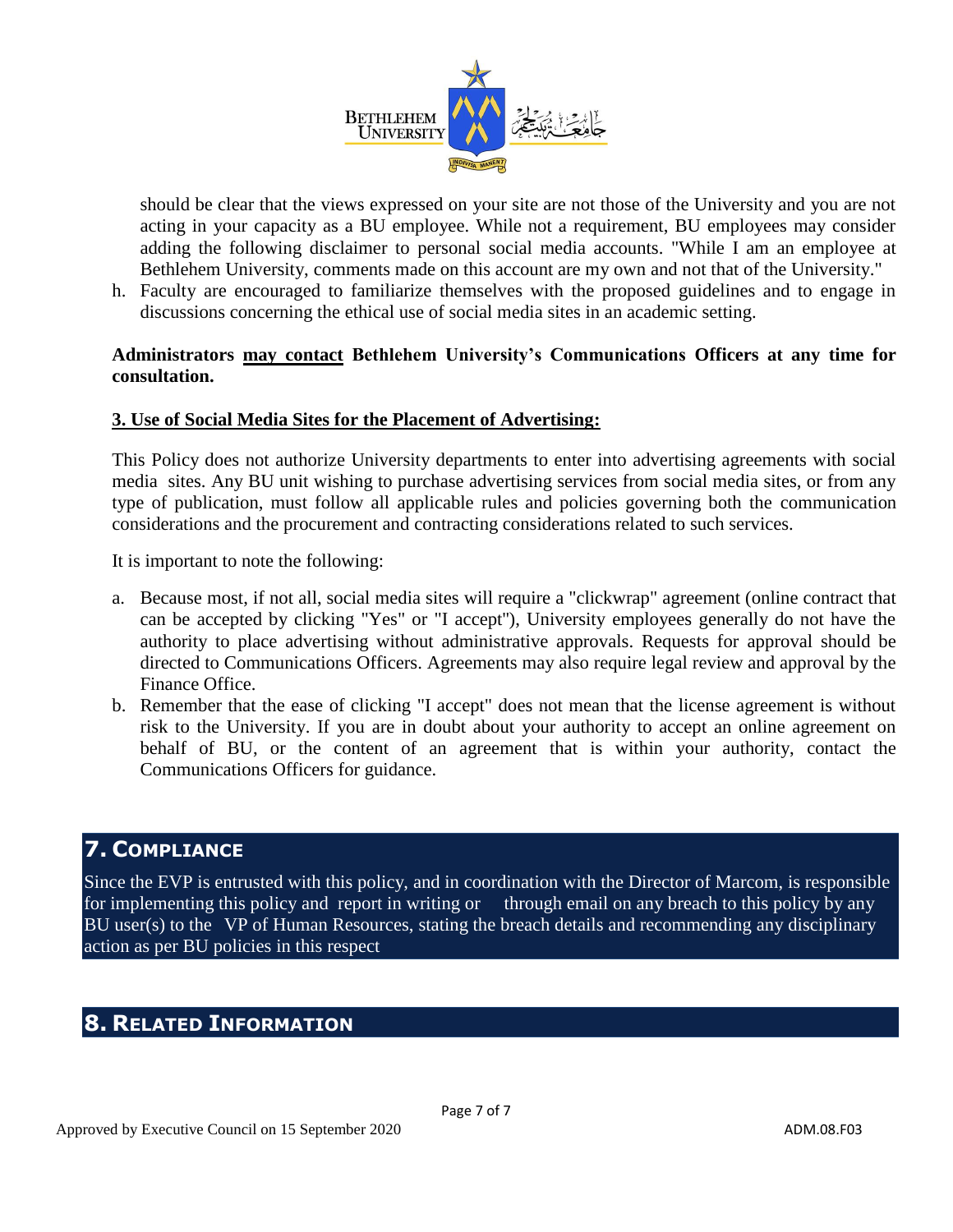should be clear that the views expressed on your site are not those of the University and you are not acting in your capacity as a BU employee. While not a requirement, BU employees may consider adding the following disclaimer to personal social media accounts. "While I am an employee at Bethlehem University, comments made on this account are my own and not that of the University."

h. Faculty are encouraged to familiarize themselves with the proposed guidelines and to engage in discussions concerning the ethical use of social media sites in an academic setting.

**Administrators <u>may contact</u> Bethlehem University's Communications Officers at any time for consultation.**

**<u>3. Use of Social Media Sites for the Placement of Advertising:</u>**

This Policy does not authorize University departments to enter into advertising agreements with social media sites. Any BU unit wishing to purchase advertising services from social media sites, or from any type of publication, must follow all applicable rules and policies governing both the communication considerations and the procurement and contracting considerations related to such services.

It is important to note the following:

a. Because most, if not all, social media sites will require a "clickwrap" agreement (online contract that can be accepted by clicking "Yes" or "I accept"), University employees generally do not have the authority to place advertising without administrative approvals. Requests for approval should be directed to Communications Officers. Agreements may also require legal review and approval by the Finance Office.
b. Remember that the ease of clicking "I accept" does not mean that the license agreement is without risk to the University. If you are in doubt about your authority to accept an online agreement on behalf of BU, or the content of an agreement that is within your authority, contact the Communications Officers for guidance.

## 7. Compliance

Since the EVP is entrusted with this policy, and in coordination with the Director of Marcom, is responsible for implementing this policy and report in writing or through email on any breach to this policy by any BU user(s) to the VP of Human Resources, stating the breach details and recommending any disciplinary action as per BU policies in this respect

## 8. Related Information

Approved by Executive Council on 15 September 2020 ADM.08.F03